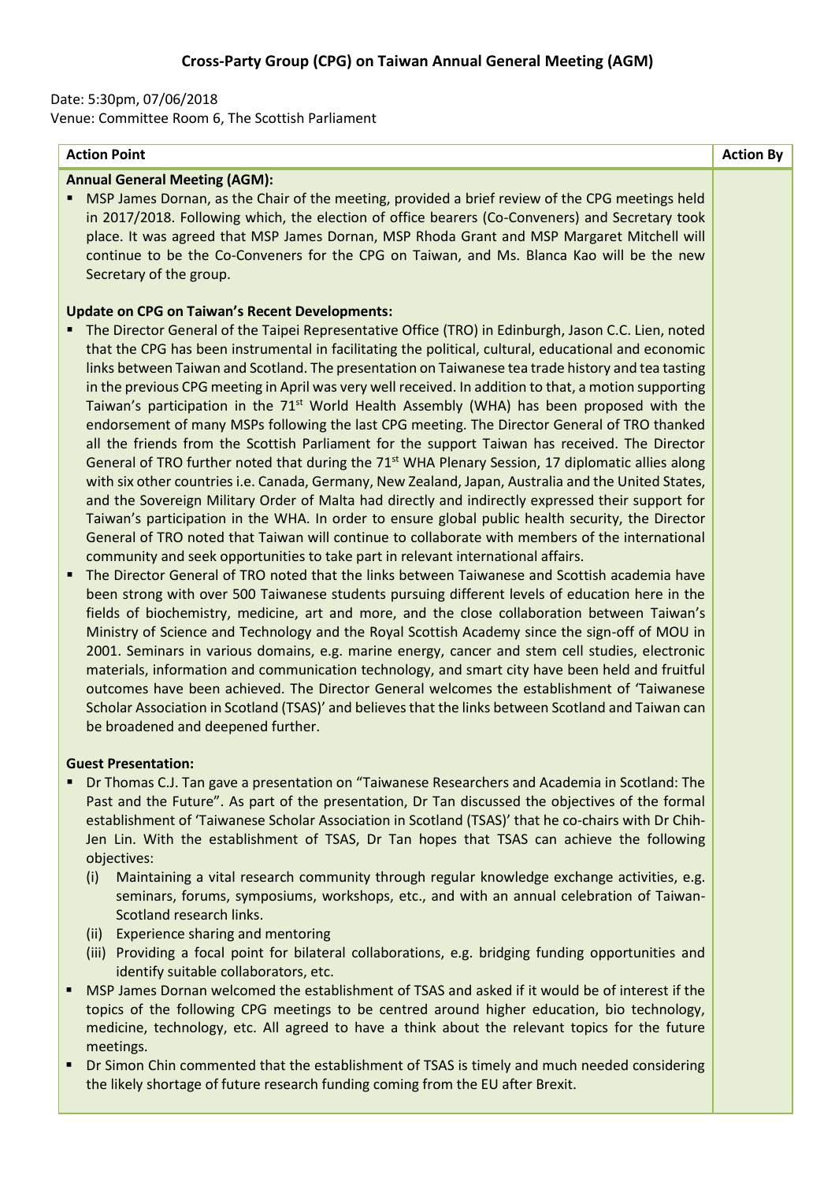# Cross-Party Group (CPG) on Taiwan Annual General Meeting (AGM)

Date: 5:30pm, 07/06/2018
Venue: Committee Room 6, The Scottish Parliament

| Action Point | Action By |
|---|---|
| **Annual General Meeting (AGM):**<br>▪ MSP James Dornan, as the Chair of the meeting, provided a brief review of the CPG meetings held in 2017/2018. Following which, the election of office bearers (Co-Conveners) and Secretary took place. It was agreed that MSP James Dornan, MSP Rhoda Grant and MSP Margaret Mitchell will continue to be the Co-Conveners for the CPG on Taiwan, and Ms. Blanca Kao will be the new Secretary of the group.<br><br>**Update on CPG on Taiwan's Recent Developments:**<br>▪ The Director General of the Taipei Representative Office (TRO) in Edinburgh, Jason C.C. Lien, noted that the CPG has been instrumental in facilitating the political, cultural, educational and economic links between Taiwan and Scotland. The presentation on Taiwanese tea trade history and tea tasting in the previous CPG meeting in April was very well received. In addition to that, a motion supporting Taiwan's participation in the 71st World Health Assembly (WHA) has been proposed with the endorsement of many MSPs following the last CPG meeting. The Director General of TRO thanked all the friends from the Scottish Parliament for the support Taiwan has received. The Director General of TRO further noted that during the 71st WHA Plenary Session, 17 diplomatic allies along with six other countries i.e. Canada, Germany, New Zealand, Japan, Australia and the United States, and the Sovereign Military Order of Malta had directly and indirectly expressed their support for Taiwan's participation in the WHA. In order to ensure global public health security, the Director General of TRO noted that Taiwan will continue to collaborate with members of the international community and seek opportunities to take part in relevant international affairs.<br>▪ The Director General of TRO noted that the links between Taiwanese and Scottish academia have been strong with over 500 Taiwanese students pursuing different levels of education here in the fields of biochemistry, medicine, art and more, and the close collaboration between Taiwan's Ministry of Science and Technology and the Royal Scottish Academy since the sign-off of MOU in 2001. Seminars in various domains, e.g. marine energy, cancer and stem cell studies, electronic materials, information and communication technology, and smart city have been held and fruitful outcomes have been achieved. The Director General welcomes the establishment of 'Taiwanese Scholar Association in Scotland (TSAS)' and believes that the links between Scotland and Taiwan can be broadened and deepened further.<br><br>**Guest Presentation:**<br>▪ Dr Thomas C.J. Tan gave a presentation on "Taiwanese Researchers and Academia in Scotland: The Past and the Future". As part of the presentation, Dr Tan discussed the objectives of the formal establishment of 'Taiwanese Scholar Association in Scotland (TSAS)' that he co-chairs with Dr Chih-Jen Lin. With the establishment of TSAS, Dr Tan hopes that TSAS can achieve the following objectives:<br>(i) Maintaining a vital research community through regular knowledge exchange activities, e.g. seminars, forums, symposiums, workshops, etc., and with an annual celebration of Taiwan-Scotland research links.<br>(ii) Experience sharing and mentoring<br>(iii) Providing a focal point for bilateral collaborations, e.g. bridging funding opportunities and identify suitable collaborators, etc.<br>▪ MSP James Dornan welcomed the establishment of TSAS and asked if it would be of interest if the topics of the following CPG meetings to be centred around higher education, bio technology, medicine, technology, etc. All agreed to have a think about the relevant topics for the future meetings.<br>▪ Dr Simon Chin commented that the establishment of TSAS is timely and much needed considering the likely shortage of future research funding coming from the EU after Brexit. | |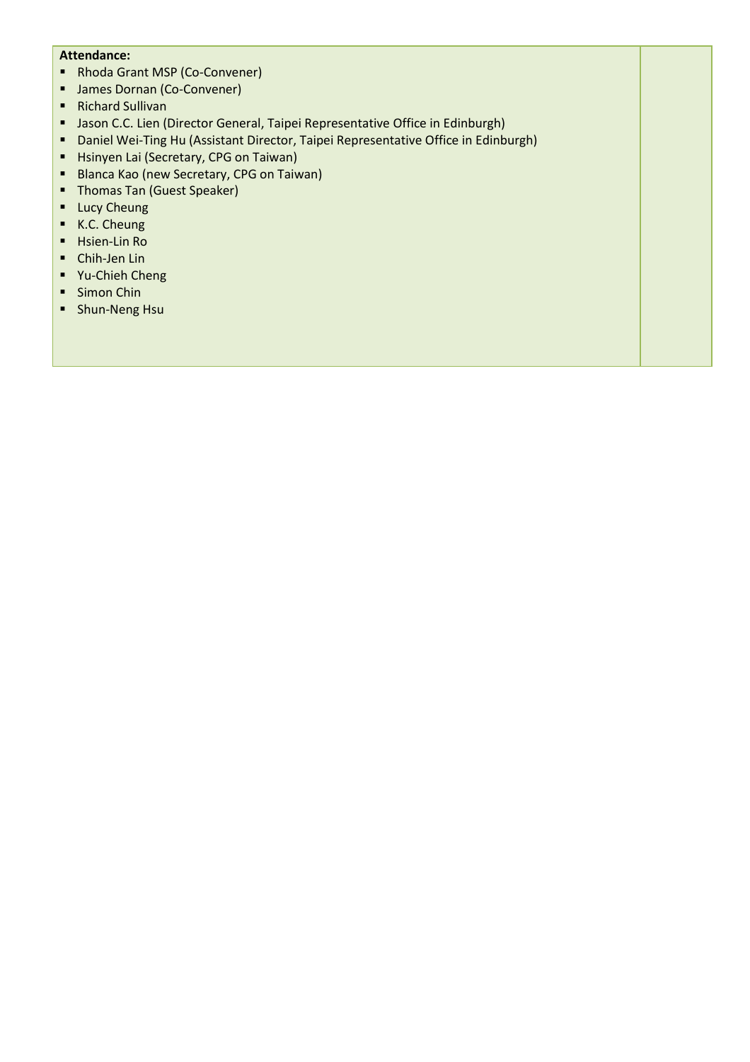**Attendance:**

- Rhoda Grant MSP (Co-Convener)
- James Dornan (Co-Convener)
- Richard Sullivan
- Jason C.C. Lien (Director General, Taipei Representative Office in Edinburgh)
- Daniel Wei-Ting Hu (Assistant Director, Taipei Representative Office in Edinburgh)
- Hsinyen Lai (Secretary, CPG on Taiwan)
- Blanca Kao (new Secretary, CPG on Taiwan)
- Thomas Tan (Guest Speaker)
- Lucy Cheung
- K.C. Cheung
- Hsien-Lin Ro
- Chih-Jen Lin
- Yu-Chieh Cheng
- Simon Chin
- Shun-Neng Hsu